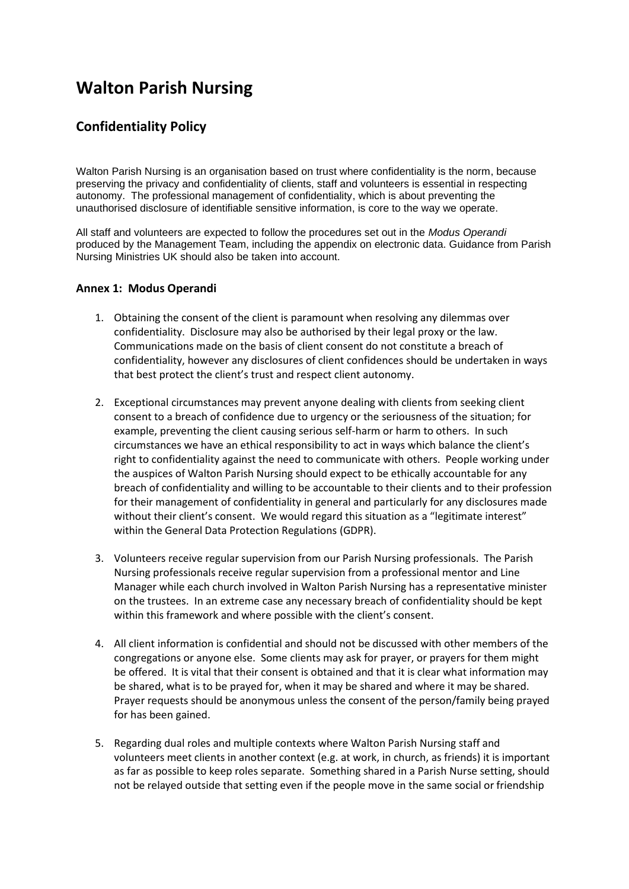# Walton Parish Nursing

## Confidentiality Policy

Walton Parish Nursing is an organisation based on trust where confidentiality is the norm, because preserving the privacy and confidentiality of clients, staff and volunteers is essential in respecting autonomy. The professional management of confidentiality, which is about preventing the unauthorised disclosure of identifiable sensitive information, is core to the way we operate.

All staff and volunteers are expected to follow the procedures set out in the *Modus Operandi* produced by the Management Team, including the appendix on electronic data. Guidance from Parish Nursing Ministries UK should also be taken into account.

### Annex 1: Modus Operandi

1. Obtaining the consent of the client is paramount when resolving any dilemmas over confidentiality. Disclosure may also be authorised by their legal proxy or the law. Communications made on the basis of client consent do not constitute a breach of confidentiality, however any disclosures of client confidences should be undertaken in ways that best protect the client's trust and respect client autonomy.

2. Exceptional circumstances may prevent anyone dealing with clients from seeking client consent to a breach of confidence due to urgency or the seriousness of the situation; for example, preventing the client causing serious self-harm or harm to others. In such circumstances we have an ethical responsibility to act in ways which balance the client's right to confidentiality against the need to communicate with others. People working under the auspices of Walton Parish Nursing should expect to be ethically accountable for any breach of confidentiality and willing to be accountable to their clients and to their profession for their management of confidentiality in general and particularly for any disclosures made without their client's consent. We would regard this situation as a "legitimate interest" within the General Data Protection Regulations (GDPR).

3. Volunteers receive regular supervision from our Parish Nursing professionals. The Parish Nursing professionals receive regular supervision from a professional mentor and Line Manager while each church involved in Walton Parish Nursing has a representative minister on the trustees. In an extreme case any necessary breach of confidentiality should be kept within this framework and where possible with the client's consent.

4. All client information is confidential and should not be discussed with other members of the congregations or anyone else. Some clients may ask for prayer, or prayers for them might be offered. It is vital that their consent is obtained and that it is clear what information may be shared, what is to be prayed for, when it may be shared and where it may be shared. Prayer requests should be anonymous unless the consent of the person/family being prayed for has been gained.

5. Regarding dual roles and multiple contexts where Walton Parish Nursing staff and volunteers meet clients in another context (e.g. at work, in church, as friends) it is important as far as possible to keep roles separate. Something shared in a Parish Nurse setting, should not be relayed outside that setting even if the people move in the same social or friendship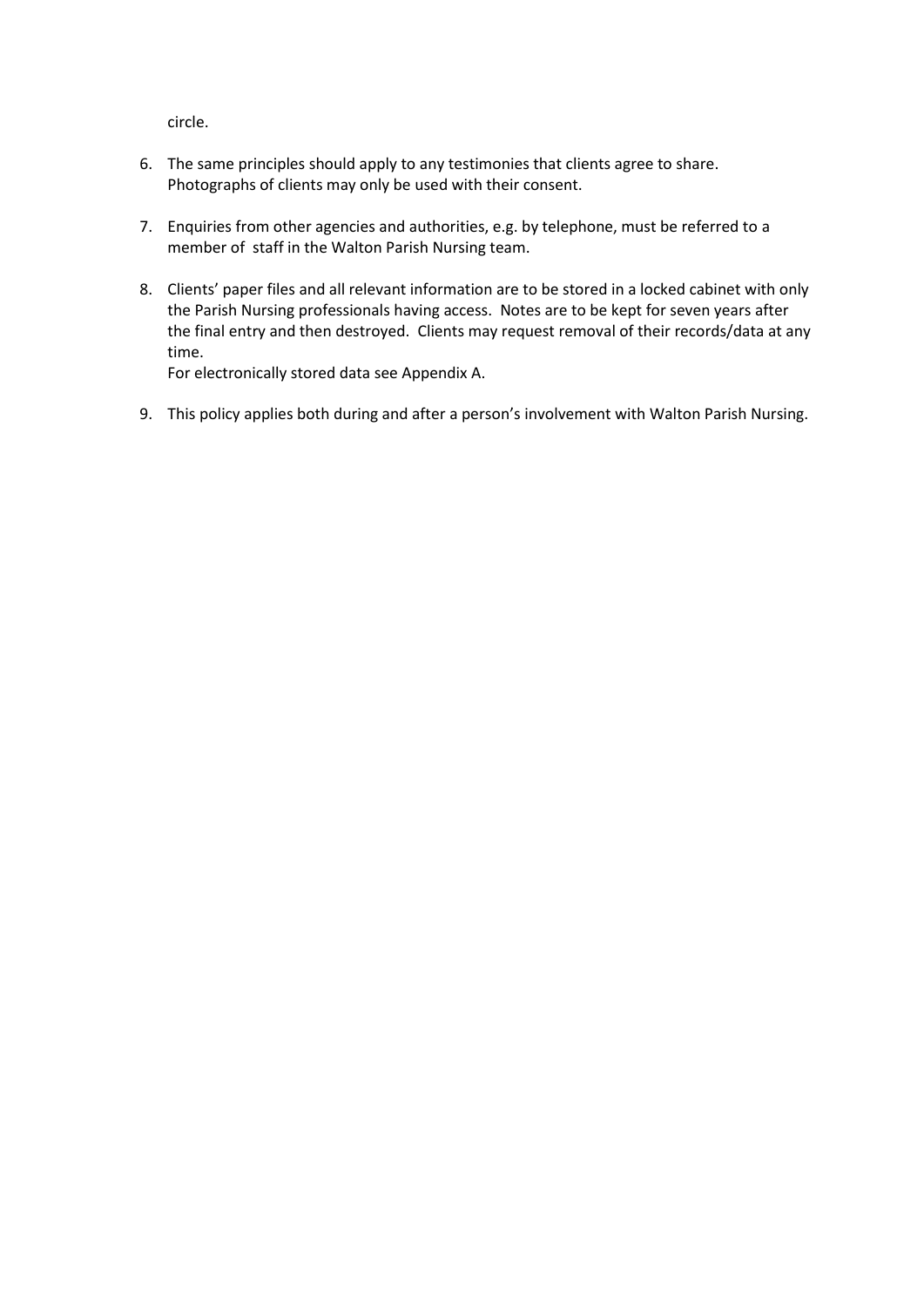circle.

6. The same principles should apply to any testimonies that clients agree to share. Photographs of clients may only be used with their consent.

7. Enquiries from other agencies and authorities, e.g. by telephone, must be referred to a member of staff in the Walton Parish Nursing team.

8. Clients' paper files and all relevant information are to be stored in a locked cabinet with only the Parish Nursing professionals having access. Notes are to be kept for seven years after the final entry and then destroyed. Clients may request removal of their records/data at any time.
   For electronically stored data see Appendix A.

9. This policy applies both during and after a person's involvement with Walton Parish Nursing.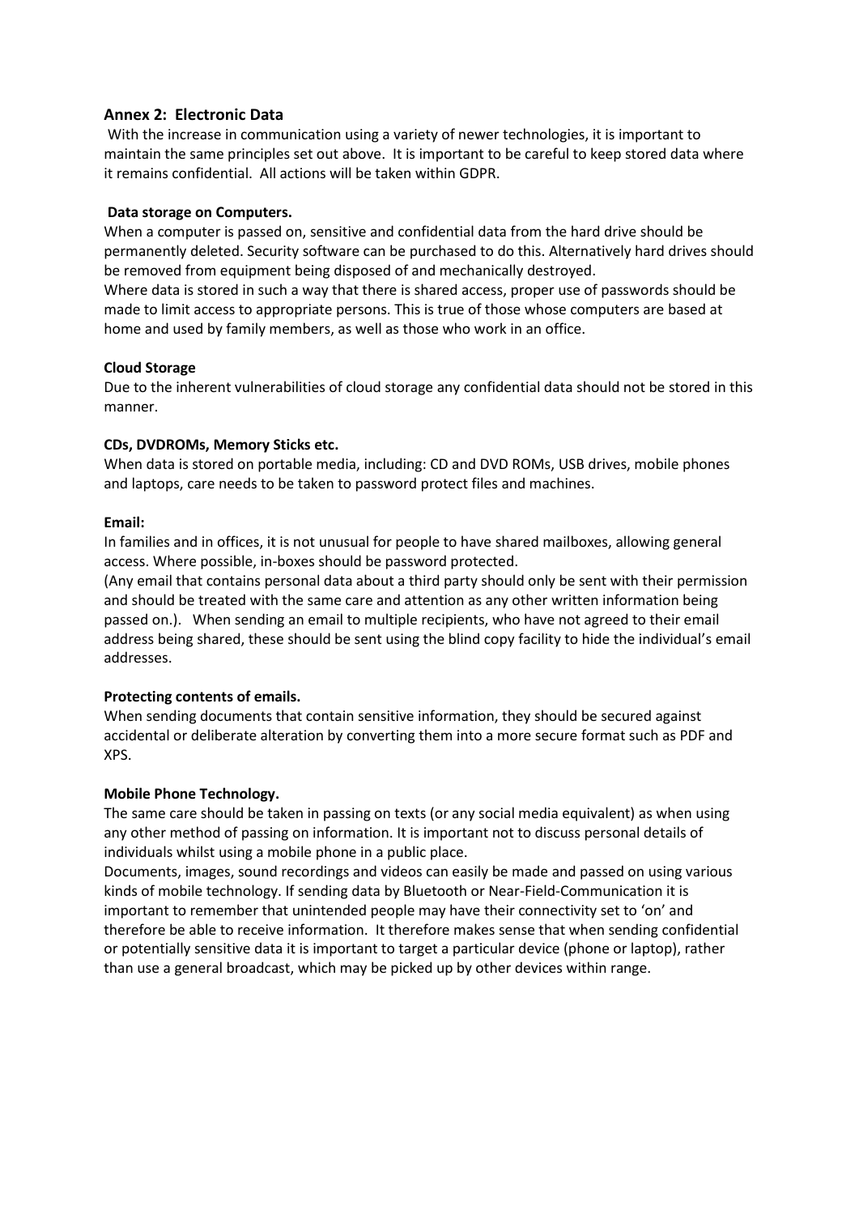## Annex 2: Electronic Data

With the increase in communication using a variety of newer technologies, it is important to maintain the same principles set out above. It is important to be careful to keep stored data where it remains confidential. All actions will be taken within GDPR.

**Data storage on Computers.**

When a computer is passed on, sensitive and confidential data from the hard drive should be permanently deleted. Security software can be purchased to do this. Alternatively hard drives should be removed from equipment being disposed of and mechanically destroyed.

Where data is stored in such a way that there is shared access, proper use of passwords should be made to limit access to appropriate persons. This is true of those whose computers are based at home and used by family members, as well as those who work in an office.

**Cloud Storage**

Due to the inherent vulnerabilities of cloud storage any confidential data should not be stored in this manner.

**CDs, DVDROMs, Memory Sticks etc.**

When data is stored on portable media, including: CD and DVD ROMs, USB drives, mobile phones and laptops, care needs to be taken to password protect files and machines.

**Email:**

In families and in offices, it is not unusual for people to have shared mailboxes, allowing general access. Where possible, in-boxes should be password protected.

(Any email that contains personal data about a third party should only be sent with their permission and should be treated with the same care and attention as any other written information being passed on.). When sending an email to multiple recipients, who have not agreed to their email address being shared, these should be sent using the blind copy facility to hide the individual's email addresses.

**Protecting contents of emails.**

When sending documents that contain sensitive information, they should be secured against accidental or deliberate alteration by converting them into a more secure format such as PDF and XPS.

**Mobile Phone Technology.**

The same care should be taken in passing on texts (or any social media equivalent) as when using any other method of passing on information. It is important not to discuss personal details of individuals whilst using a mobile phone in a public place.

Documents, images, sound recordings and videos can easily be made and passed on using various kinds of mobile technology. If sending data by Bluetooth or Near-Field-Communication it is important to remember that unintended people may have their connectivity set to 'on' and therefore be able to receive information. It therefore makes sense that when sending confidential or potentially sensitive data it is important to target a particular device (phone or laptop), rather than use a general broadcast, which may be picked up by other devices within range.